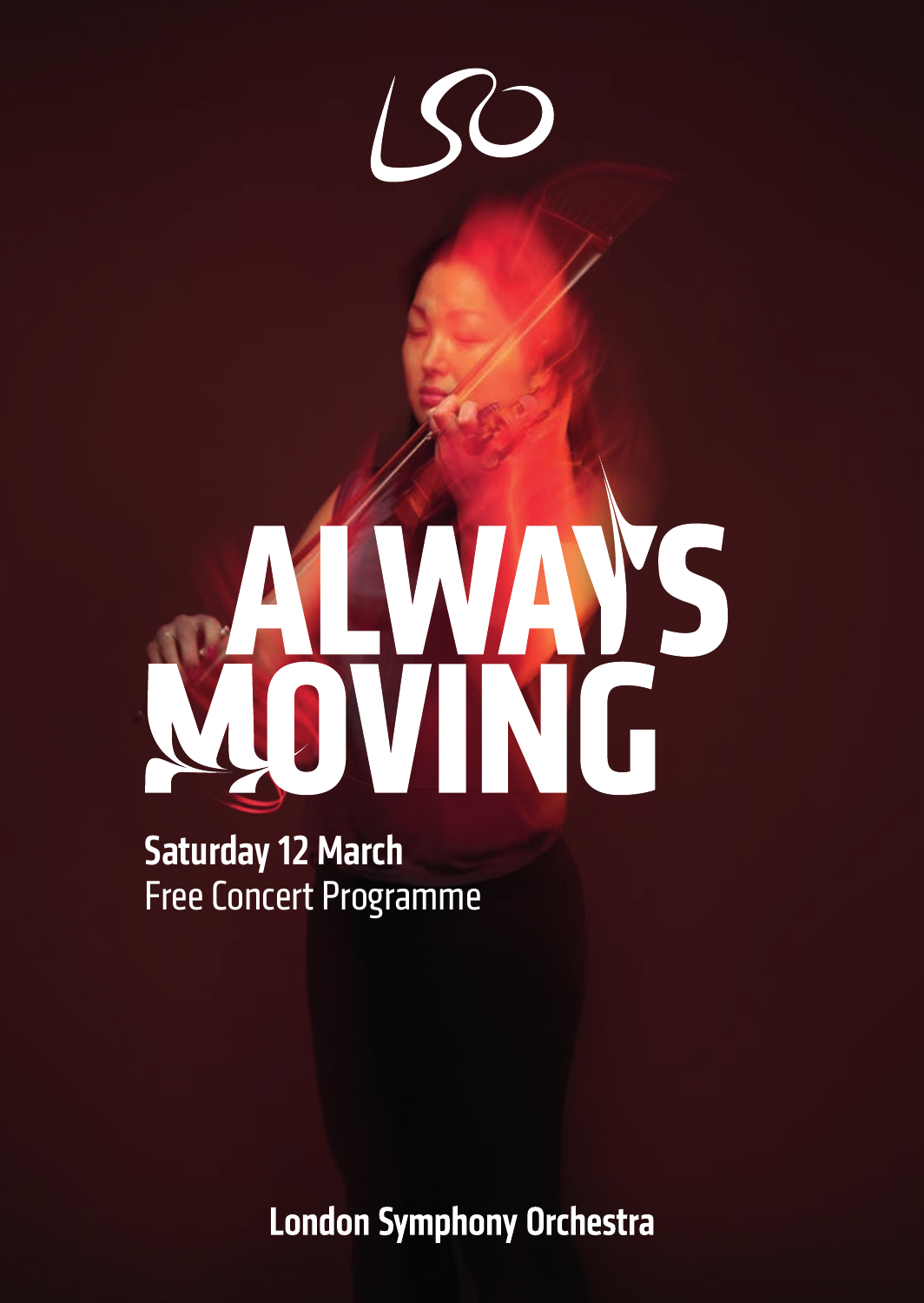LSO

# ALWAYS MOVING

**Saturday 12 March**
Free Concert Programme

**London Symphony Orchestra**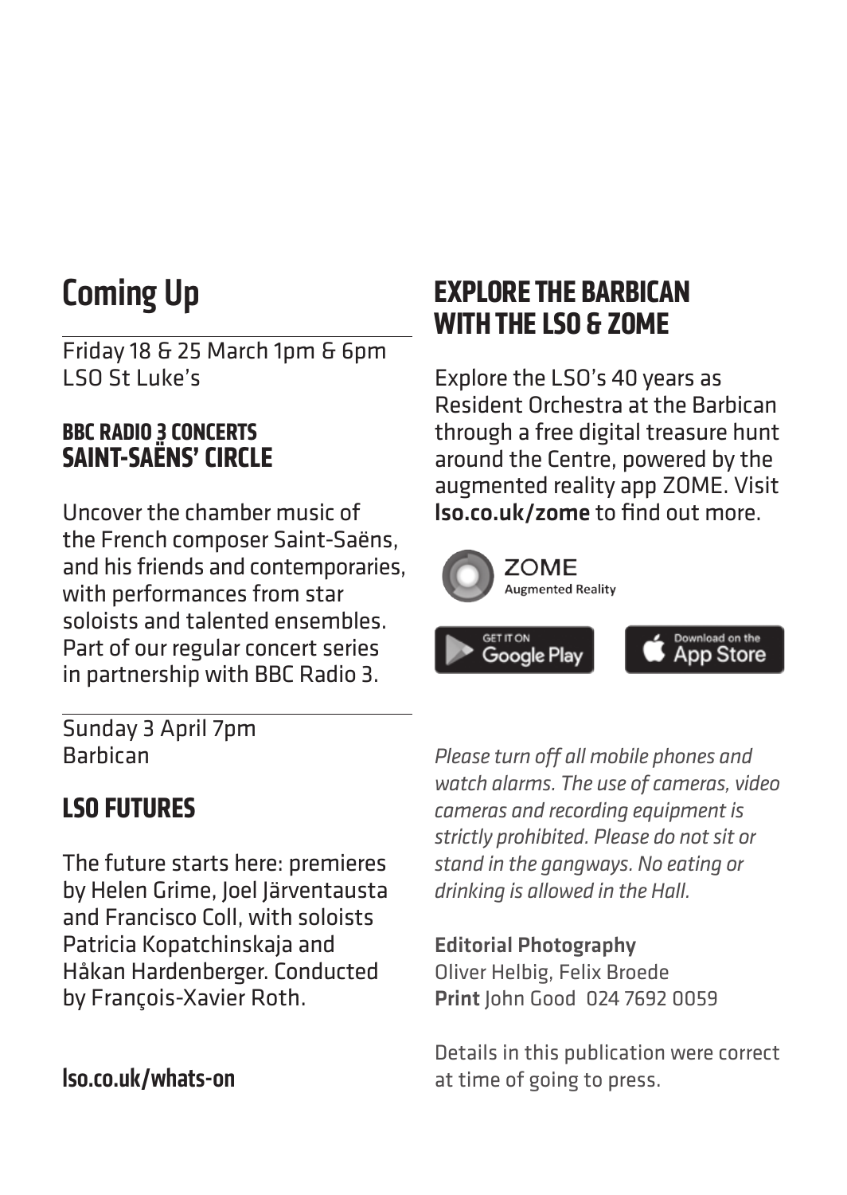## Coming Up

Friday 18 & 25 March 1pm & 6pm
LSO St Luke's

**BBC RADIO 3 CONCERTS**
### SAINT-SAËNS' CIRCLE

Uncover the chamber music of the French composer Saint-Saëns, and his friends and contemporaries, with performances from star soloists and talented ensembles. Part of our regular concert series in partnership with BBC Radio 3.

Sunday 3 April 7pm
Barbican

### LSO FUTURES

The future starts here: premieres by Helen Grime, Joel Järventausta and Francisco Coll, with soloists Patricia Kopatchinskaja and Håkan Hardenberger. Conducted by François-Xavier Roth.

**lso.co.uk/whats-on**

## EXPLORE THE BARBICAN WITH THE LSO & ZOME

Explore the LSO's 40 years as Resident Orchestra at the Barbican through a free digital treasure hunt around the Centre, powered by the augmented reality app ZOME. Visit **lso.co.uk/zome** to find out more.

ZOME
Augmented Reality

GET IT ON Google Play

Download on the App Store

*Please turn off all mobile phones and watch alarms. The use of cameras, video cameras and recording equipment is strictly prohibited. Please do not sit or stand in the gangways. No eating or drinking is allowed in the Hall.*

**Editorial Photography**
Oliver Helbig, Felix Broede
**Print** John Good 024 7692 0059

Details in this publication were correct at time of going to press.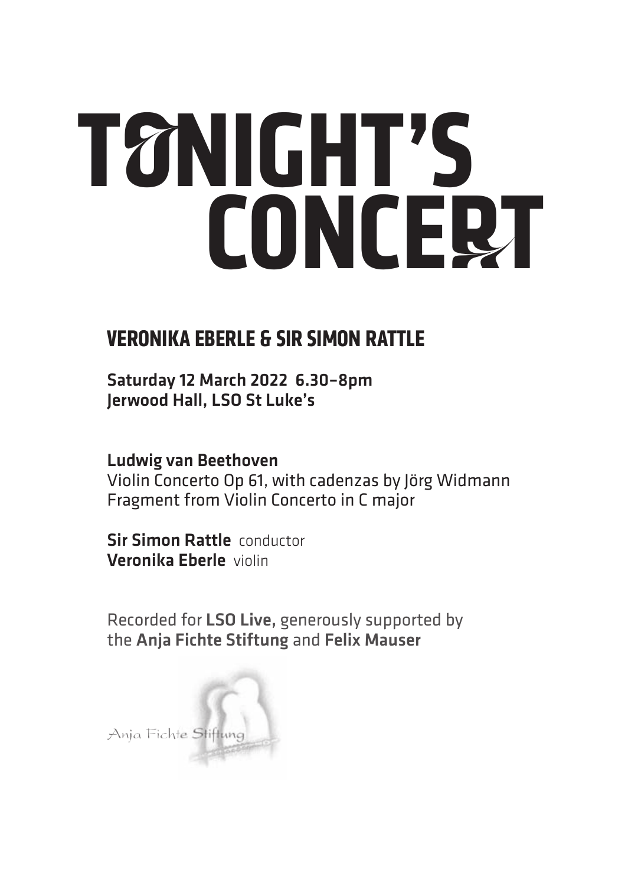# TONIGHT'S CONCERT

## VERONIKA EBERLE & SIR SIMON RATTLE

**Saturday 12 March 2022 6.30–8pm**
**Jerwood Hall, LSO St Luke's**

**Ludwig van Beethoven**
Violin Concerto Op 61, with cadenzas by Jörg Widmann
Fragment from Violin Concerto in C major

**Sir Simon Rattle** conductor
**Veronika Eberle** violin

Recorded for **LSO Live,** generously supported by the **Anja Fichte Stiftung** and **Felix Mauser**

Anja Fichte Stiftung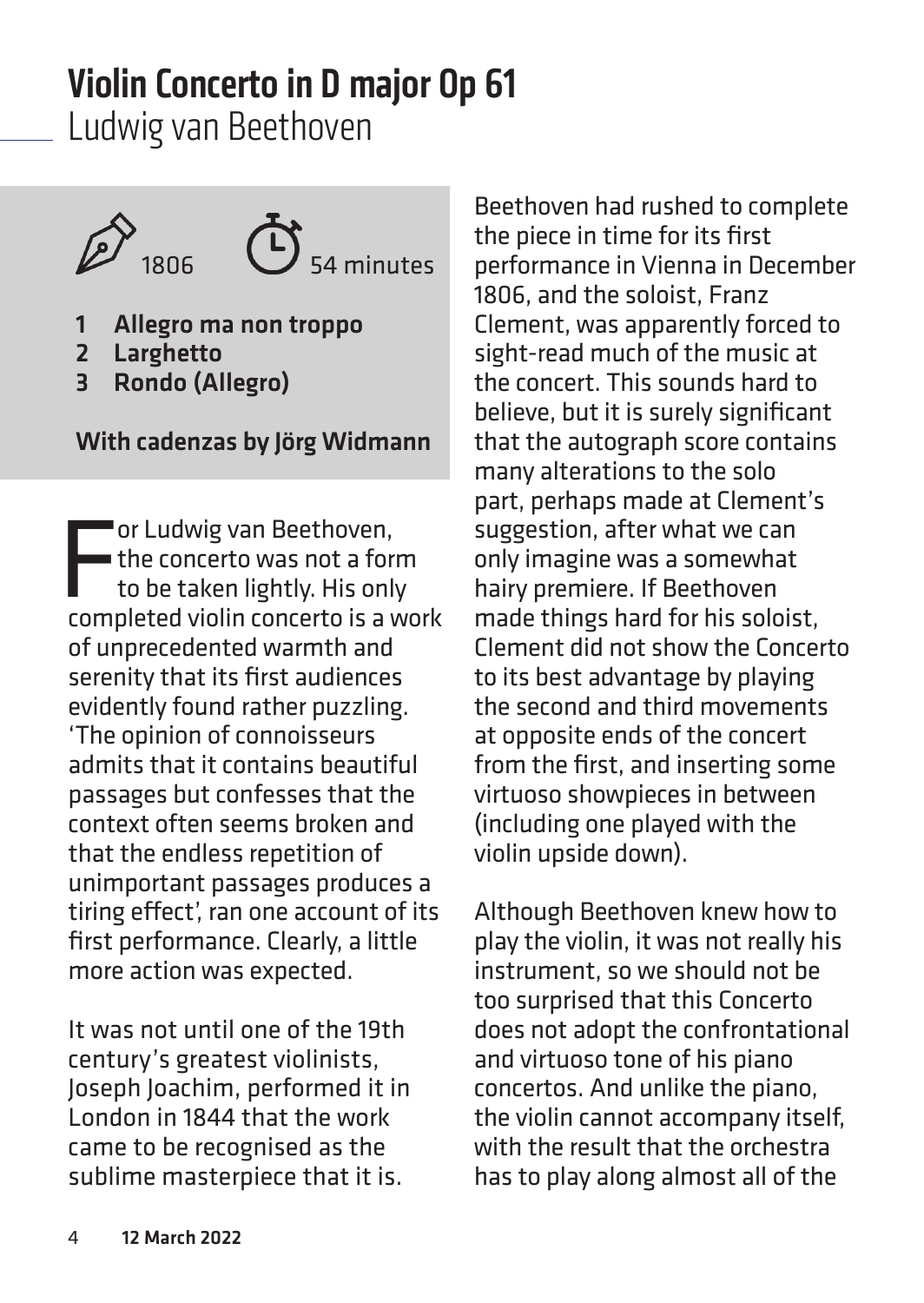# Violin Concerto in D major Op 61

## Ludwig van Beethoven

1806 54 minutes

1. **Allegro ma non troppo**
2. **Larghetto**
3. **Rondo (Allegro)**

**With cadenzas by Jörg Widmann**

For Ludwig van Beethoven, the concerto was not a form to be taken lightly. His only completed violin concerto is a work of unprecedented warmth and serenity that its first audiences evidently found rather puzzling. 'The opinion of connoisseurs admits that it contains beautiful passages but confesses that the context often seems broken and that the endless repetition of unimportant passages produces a tiring effect', ran one account of its first performance. Clearly, a little more action was expected.

It was not until one of the 19th century's greatest violinists, Joseph Joachim, performed it in London in 1844 that the work came to be recognised as the sublime masterpiece that it is.

Beethoven had rushed to complete the piece in time for its first performance in Vienna in December 1806, and the soloist, Franz Clement, was apparently forced to sight-read much of the music at the concert. This sounds hard to believe, but it is surely significant that the autograph score contains many alterations to the solo part, perhaps made at Clement's suggestion, after what we can only imagine was a somewhat hairy premiere. If Beethoven made things hard for his soloist, Clement did not show the Concerto to its best advantage by playing the second and third movements at opposite ends of the concert from the first, and inserting some virtuoso showpieces in between (including one played with the violin upside down).

Although Beethoven knew how to play the violin, it was not really his instrument, so we should not be too surprised that this Concerto does not adopt the confrontational and virtuoso tone of his piano concertos. And unlike the piano, the violin cannot accompany itself, with the result that the orchestra has to play along almost all of the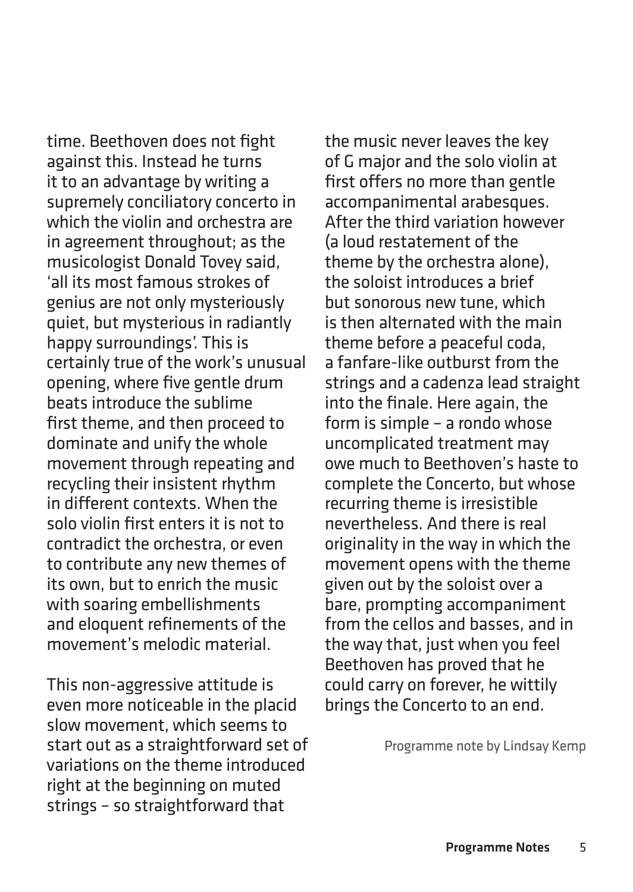time. Beethoven does not fight against this. Instead he turns it to an advantage by writing a supremely conciliatory concerto in which the violin and orchestra are in agreement throughout; as the musicologist Donald Tovey said, 'all its most famous strokes of genius are not only mysteriously quiet, but mysterious in radiantly happy surroundings'. This is certainly true of the work's unusual opening, where five gentle drum beats introduce the sublime first theme, and then proceed to dominate and unify the whole movement through repeating and recycling their insistent rhythm in different contexts. When the solo violin first enters it is not to contradict the orchestra, or even to contribute any new themes of its own, but to enrich the music with soaring embellishments and eloquent refinements of the movement's melodic material.

This non-aggressive attitude is even more noticeable in the placid slow movement, which seems to start out as a straightforward set of variations on the theme introduced right at the beginning on muted strings – so straightforward that the music never leaves the key of G major and the solo violin at first offers no more than gentle accompanimental arabesques. After the third variation however (a loud restatement of the theme by the orchestra alone), the soloist introduces a brief but sonorous new tune, which is then alternated with the main theme before a peaceful coda, a fanfare-like outburst from the strings and a cadenza lead straight into the finale. Here again, the form is simple – a rondo whose uncomplicated treatment may owe much to Beethoven's haste to complete the Concerto, but whose recurring theme is irresistible nevertheless. And there is real originality in the way in which the movement opens with the theme given out by the soloist over a bare, prompting accompaniment from the cellos and basses, and in the way that, just when you feel Beethoven has proved that he could carry on forever, he wittily brings the Concerto to an end.

Programme note by Lindsay Kemp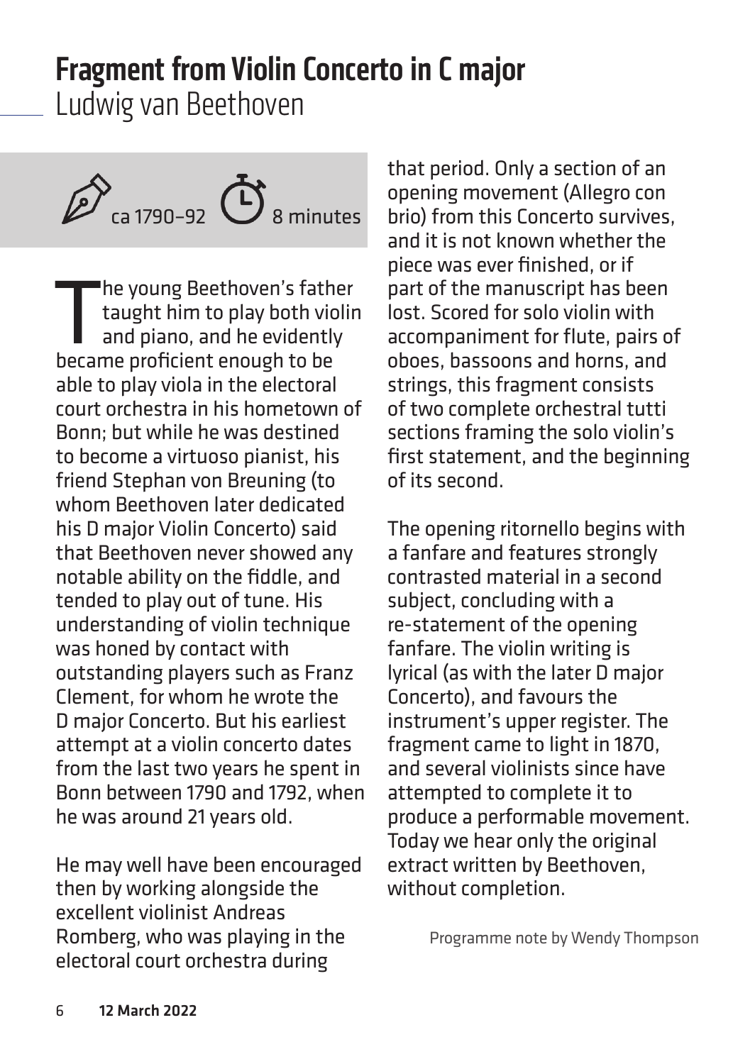# Fragment from Violin Concerto in C major

Ludwig van Beethoven

ca 1790–92 8 minutes

The young Beethoven's father taught him to play both violin and piano, and he evidently became proficient enough to be able to play viola in the electoral court orchestra in his hometown of Bonn; but while he was destined to become a virtuoso pianist, his friend Stephan von Breuning (to whom Beethoven later dedicated his D major Violin Concerto) said that Beethoven never showed any notable ability on the fiddle, and tended to play out of tune. His understanding of violin technique was honed by contact with outstanding players such as Franz Clement, for whom he wrote the D major Concerto. But his earliest attempt at a violin concerto dates from the last two years he spent in Bonn between 1790 and 1792, when he was around 21 years old.

He may well have been encouraged then by working alongside the excellent violinist Andreas Romberg, who was playing in the electoral court orchestra during that period. Only a section of an opening movement (Allegro con brio) from this Concerto survives, and it is not known whether the piece was ever finished, or if part of the manuscript has been lost. Scored for solo violin with accompaniment for flute, pairs of oboes, bassoons and horns, and strings, this fragment consists of two complete orchestral tutti sections framing the solo violin's first statement, and the beginning of its second.

The opening ritornello begins with a fanfare and features strongly contrasted material in a second subject, concluding with a re-statement of the opening fanfare. The violin writing is lyrical (as with the later D major Concerto), and favours the instrument's upper register. The fragment came to light in 1870, and several violinists since have attempted to complete it to produce a performable movement. Today we hear only the original extract written by Beethoven, without completion.

Programme note by Wendy Thompson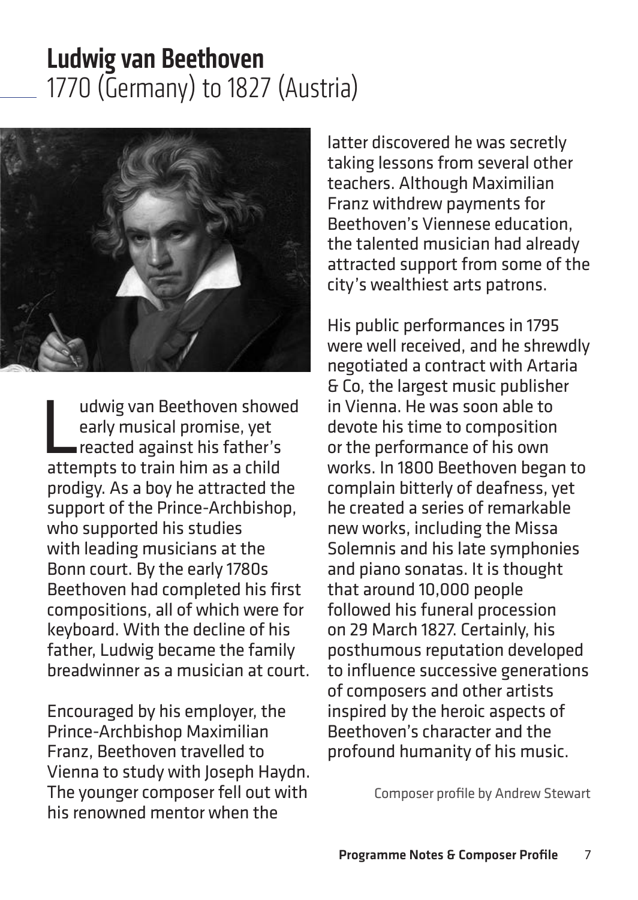# Ludwig van Beethoven

1770 (Germany) to 1827 (Austria)

Ludwig van Beethoven showed early musical promise, yet reacted against his father's attempts to train him as a child prodigy. As a boy he attracted the support of the Prince-Archbishop, who supported his studies with leading musicians at the Bonn court. By the early 1780s Beethoven had completed his first compositions, all of which were for keyboard. With the decline of his father, Ludwig became the family breadwinner as a musician at court.

Encouraged by his employer, the Prince-Archbishop Maximilian Franz, Beethoven travelled to Vienna to study with Joseph Haydn. The younger composer fell out with his renowned mentor when the latter discovered he was secretly taking lessons from several other teachers. Although Maximilian Franz withdrew payments for Beethoven's Viennese education, the talented musician had already attracted support from some of the city's wealthiest arts patrons.

His public performances in 1795 were well received, and he shrewdly negotiated a contract with Artaria & Co, the largest music publisher in Vienna. He was soon able to devote his time to composition or the performance of his own works. In 1800 Beethoven began to complain bitterly of deafness, yet he created a series of remarkable new works, including the Missa Solemnis and his late symphonies and piano sonatas. It is thought that around 10,000 people followed his funeral procession on 29 March 1827. Certainly, his posthumous reputation developed to influence successive generations of composers and other artists inspired by the heroic aspects of Beethoven's character and the profound humanity of his music.

Composer profile by Andrew Stewart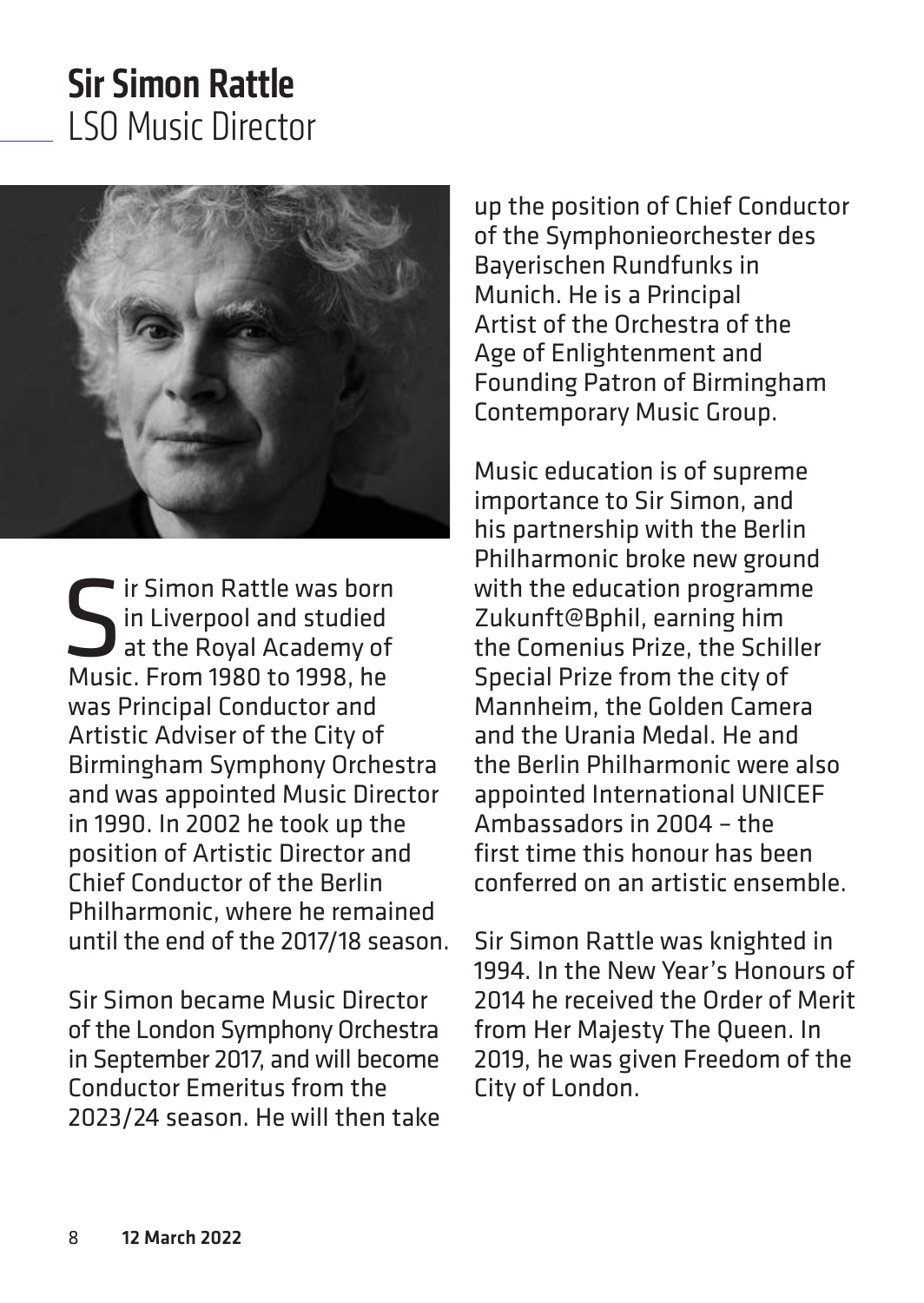# Sir Simon Rattle
LSO Music Director

Sir Simon Rattle was born in Liverpool and studied at the Royal Academy of Music. From 1980 to 1998, he was Principal Conductor and Artistic Adviser of the City of Birmingham Symphony Orchestra and was appointed Music Director in 1990. In 2002 he took up the position of Artistic Director and Chief Conductor of the Berlin Philharmonic, where he remained until the end of the 2017/18 season.

Sir Simon became Music Director of the London Symphony Orchestra in September 2017, and will become Conductor Emeritus from the 2023/24 season. He will then take up the position of Chief Conductor of the Symphonieorchester des Bayerischen Rundfunks in Munich. He is a Principal Artist of the Orchestra of the Age of Enlightenment and Founding Patron of Birmingham Contemporary Music Group.

Music education is of supreme importance to Sir Simon, and his partnership with the Berlin Philharmonic broke new ground with the education programme Zukunft@Bphil, earning him the Comenius Prize, the Schiller Special Prize from the city of Mannheim, the Golden Camera and the Urania Medal. He and the Berlin Philharmonic were also appointed International UNICEF Ambassadors in 2004 – the first time this honour has been conferred on an artistic ensemble.

Sir Simon Rattle was knighted in 1994. In the New Year's Honours of 2014 he received the Order of Merit from Her Majesty The Queen. In 2019, he was given Freedom of the City of London.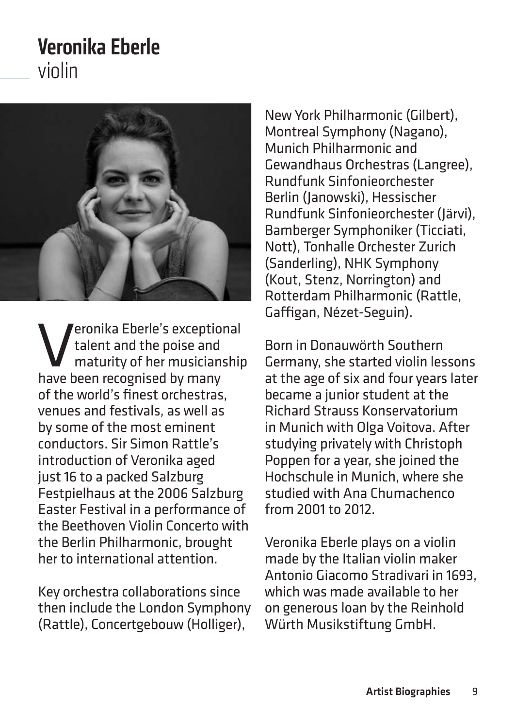# Veronika Eberle

violin

Veronika Eberle's exceptional talent and the poise and maturity of her musicianship have been recognised by many of the world's finest orchestras, venues and festivals, as well as by some of the most eminent conductors. Sir Simon Rattle's introduction of Veronika aged just 16 to a packed Salzburg Festpielhaus at the 2006 Salzburg Easter Festival in a performance of the Beethoven Violin Concerto with the Berlin Philharmonic, brought her to international attention.

Key orchestra collaborations since then include the London Symphony (Rattle), Concertgebouw (Holliger), New York Philharmonic (Gilbert), Montreal Symphony (Nagano), Munich Philharmonic and Gewandhaus Orchestras (Langree), Rundfunk Sinfonieorchester Berlin (Janowski), Hessischer Rundfunk Sinfonieorchester (Järvi), Bamberger Symphoniker (Ticciati, Nott), Tonhalle Orchester Zurich (Sanderling), NHK Symphony (Kout, Stenz, Norrington) and Rotterdam Philharmonic (Rattle, Gaffigan, Nézet-Seguin).

Born in Donauwörth Southern Germany, she started violin lessons at the age of six and four years later became a junior student at the Richard Strauss Konservatorium in Munich with Olga Voitova. After studying privately with Christoph Poppen for a year, she joined the Hochschule in Munich, where she studied with Ana Chumachenco from 2001 to 2012.

Veronika Eberle plays on a violin made by the Italian violin maker Antonio Giacomo Stradivari in 1693, which was made available to her on generous loan by the Reinhold Würth Musikstiftung GmbH.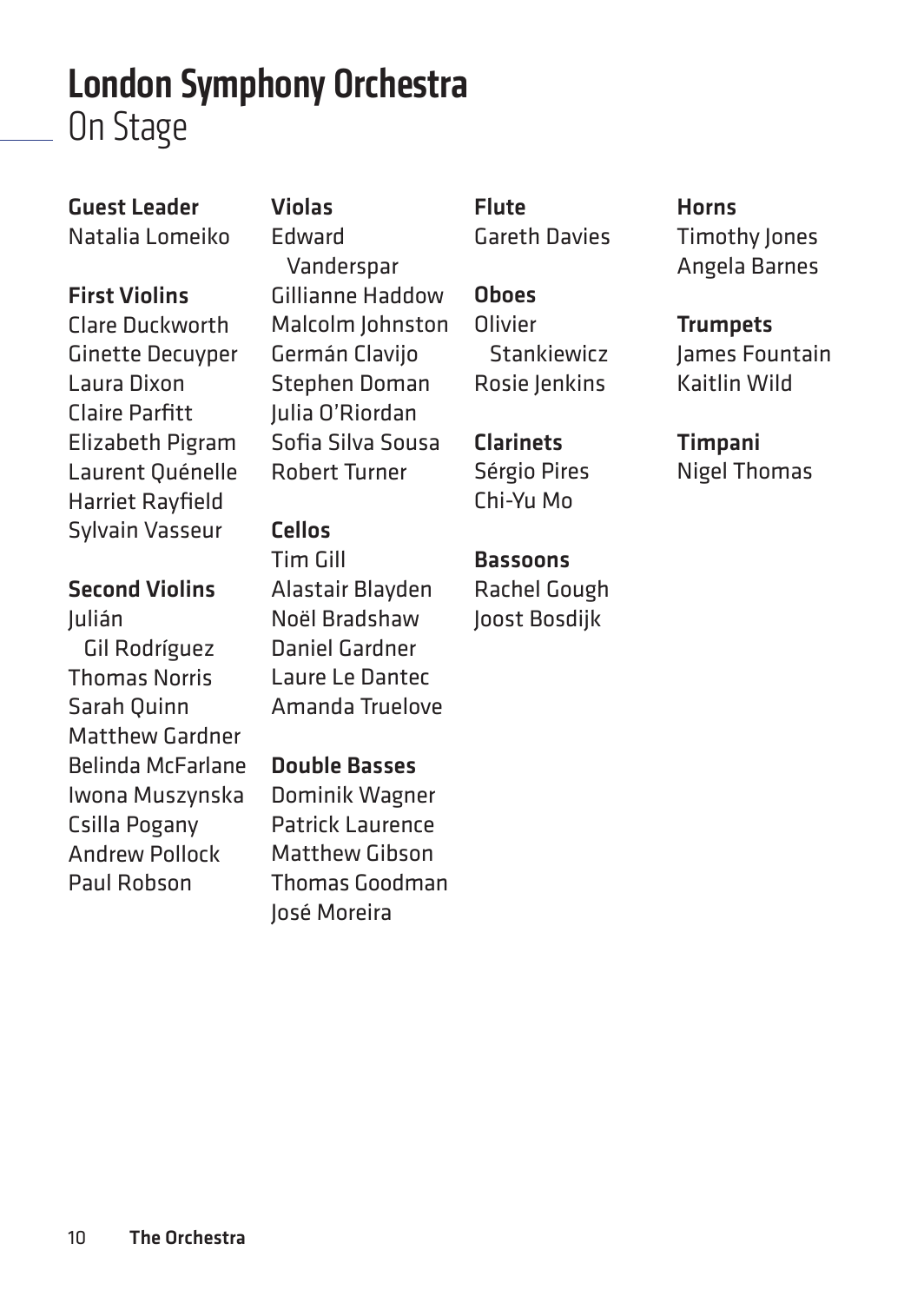# London Symphony Orchestra
## On Stage

**Guest Leader**
Natalia Lomeiko

**First Violins**
Clare Duckworth
Ginette Decuyper
Laura Dixon
Claire Parfitt
Elizabeth Pigram
Laurent Quénelle
Harriet Rayfield
Sylvain Vasseur

**Second Violins**
Julián Gil Rodríguez
Thomas Norris
Sarah Quinn
Matthew Gardner
Belinda McFarlane
Iwona Muszynska
Csilla Pogany
Andrew Pollock
Paul Robson

**Violas**
Edward Vanderspar
Gillianne Haddow
Malcolm Johnston
Germán Clavijo
Stephen Doman
Julia O'Riordan
Sofia Silva Sousa
Robert Turner

**Cellos**
Tim Gill
Alastair Blayden
Noël Bradshaw
Daniel Gardner
Laure Le Dantec
Amanda Truelove

**Double Basses**
Dominik Wagner
Patrick Laurence
Matthew Gibson
Thomas Goodman
José Moreira

**Flute**
Gareth Davies

**Oboes**
Olivier Stankiewicz
Rosie Jenkins

**Clarinets**
Sérgio Pires
Chi-Yu Mo

**Bassoons**
Rachel Gough
Joost Bosdijk

**Horns**
Timothy Jones
Angela Barnes

**Trumpets**
James Fountain
Kaitlin Wild

**Timpani**
Nigel Thomas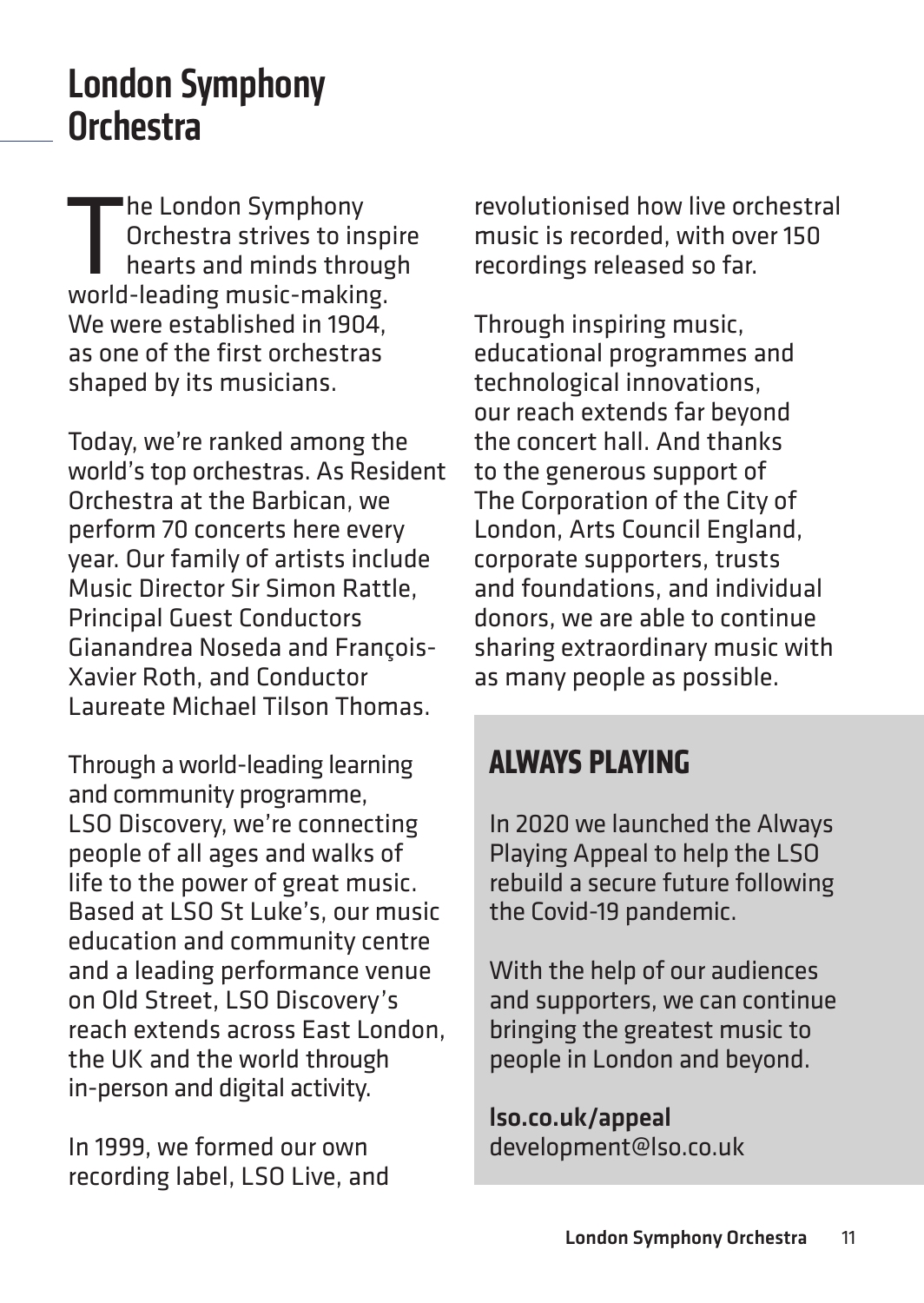# London Symphony Orchestra

The London Symphony Orchestra strives to inspire hearts and minds through world-leading music-making. We were established in 1904, as one of the first orchestras shaped by its musicians.

Today, we're ranked among the world's top orchestras. As Resident Orchestra at the Barbican, we perform 70 concerts here every year. Our family of artists include Music Director Sir Simon Rattle, Principal Guest Conductors Gianandrea Noseda and François-Xavier Roth, and Conductor Laureate Michael Tilson Thomas.

Through a world-leading learning and community programme, LSO Discovery, we're connecting people of all ages and walks of life to the power of great music. Based at LSO St Luke's, our music education and community centre and a leading performance venue on Old Street, LSO Discovery's reach extends across East London, the UK and the world through in-person and digital activity.

In 1999, we formed our own recording label, LSO Live, and revolutionised how live orchestral music is recorded, with over 150 recordings released so far.

Through inspiring music, educational programmes and technological innovations, our reach extends far beyond the concert hall. And thanks to the generous support of The Corporation of the City of London, Arts Council England, corporate supporters, trusts and foundations, and individual donors, we are able to continue sharing extraordinary music with as many people as possible.

## ALWAYS PLAYING

In 2020 we launched the Always Playing Appeal to help the LSO rebuild a secure future following the Covid-19 pandemic.

With the help of our audiences and supporters, we can continue bringing the greatest music to people in London and beyond.

**lso.co.uk/appeal**
development@lso.co.uk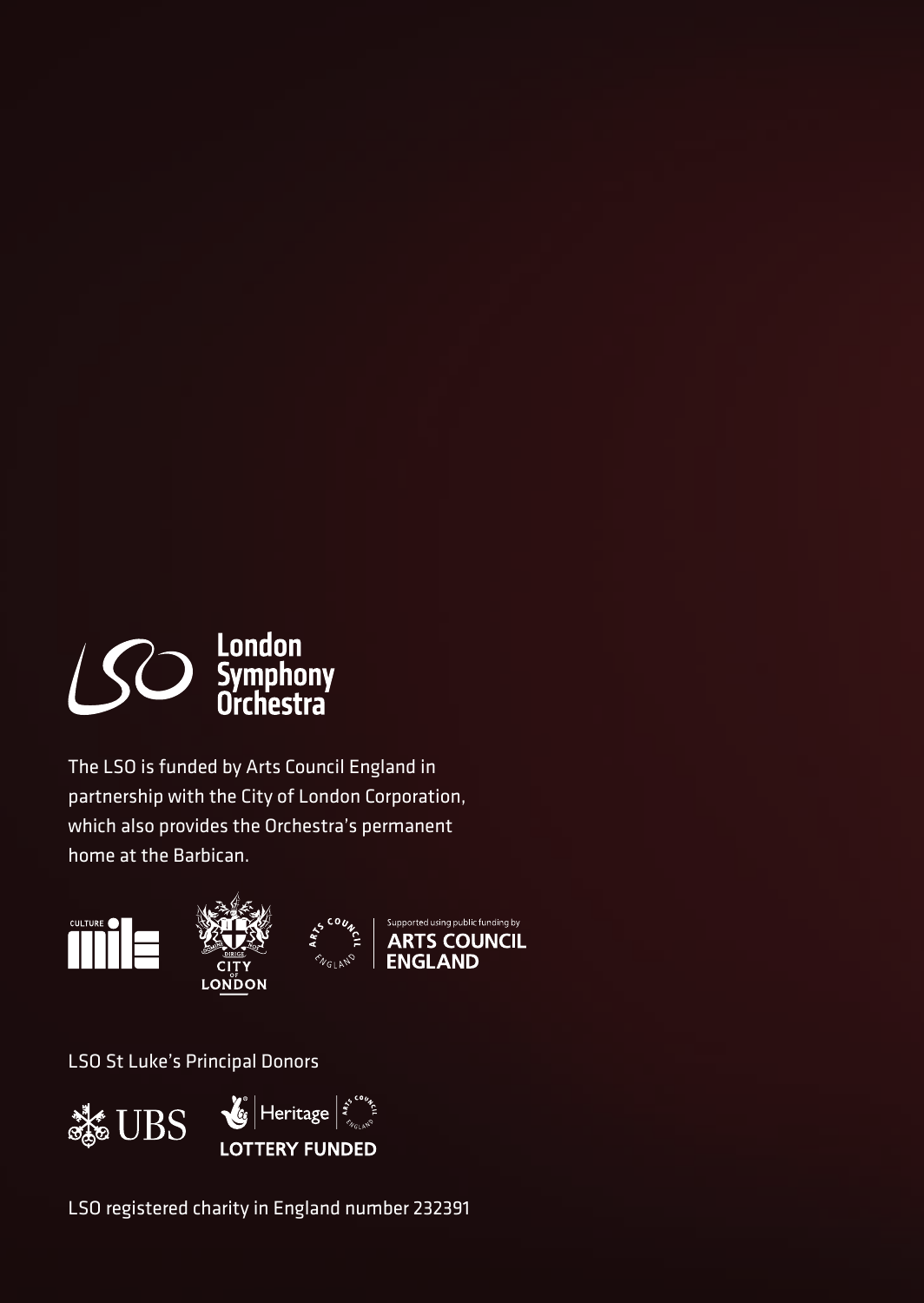London Symphony Orchestra

The LSO is funded by Arts Council England in partnership with the City of London Corporation, which also provides the Orchestra's permanent home at the Barbican.

CULTURE mile

CITY OF LONDON

Supported using public funding by ARTS COUNCIL ENGLAND

LSO St Luke's Principal Donors

UBS

Heritage LOTTERY FUNDED

LSO registered charity in England number 232391